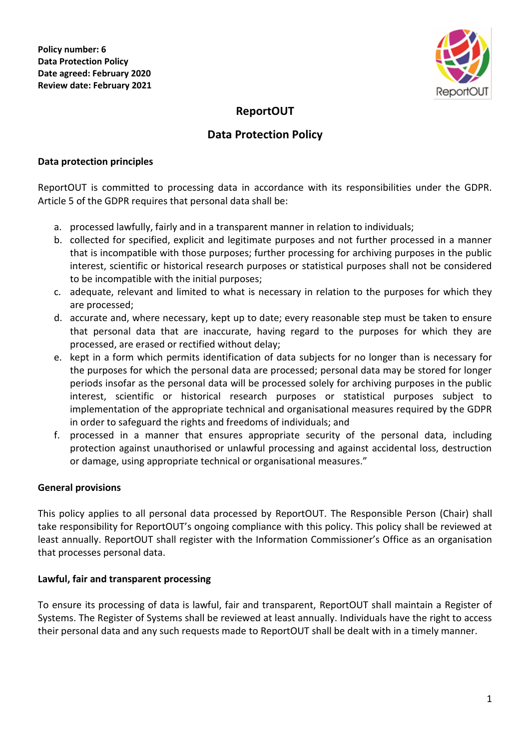**Policy number: 6**
**Data Protection Policy**
**Date agreed: February 2020**
**Review date: February 2021**

# ReportOUT

## Data Protection Policy

### Data protection principles

ReportOUT is committed to processing data in accordance with its responsibilities under the GDPR. Article 5 of the GDPR requires that personal data shall be:

a. processed lawfully, fairly and in a transparent manner in relation to individuals;
b. collected for specified, explicit and legitimate purposes and not further processed in a manner that is incompatible with those purposes; further processing for archiving purposes in the public interest, scientific or historical research purposes or statistical purposes shall not be considered to be incompatible with the initial purposes;
c. adequate, relevant and limited to what is necessary in relation to the purposes for which they are processed;
d. accurate and, where necessary, kept up to date; every reasonable step must be taken to ensure that personal data that are inaccurate, having regard to the purposes for which they are processed, are erased or rectified without delay;
e. kept in a form which permits identification of data subjects for no longer than is necessary for the purposes for which the personal data are processed; personal data may be stored for longer periods insofar as the personal data will be processed solely for archiving purposes in the public interest, scientific or historical research purposes or statistical purposes subject to implementation of the appropriate technical and organisational measures required by the GDPR in order to safeguard the rights and freedoms of individuals; and
f. processed in a manner that ensures appropriate security of the personal data, including protection against unauthorised or unlawful processing and against accidental loss, destruction or damage, using appropriate technical or organisational measures."

### General provisions

This policy applies to all personal data processed by ReportOUT. The Responsible Person (Chair) shall take responsibility for ReportOUT's ongoing compliance with this policy. This policy shall be reviewed at least annually. ReportOUT shall register with the Information Commissioner's Office as an organisation that processes personal data.

### Lawful, fair and transparent processing

To ensure its processing of data is lawful, fair and transparent, ReportOUT shall maintain a Register of Systems. The Register of Systems shall be reviewed at least annually. Individuals have the right to access their personal data and any such requests made to ReportOUT shall be dealt with in a timely manner.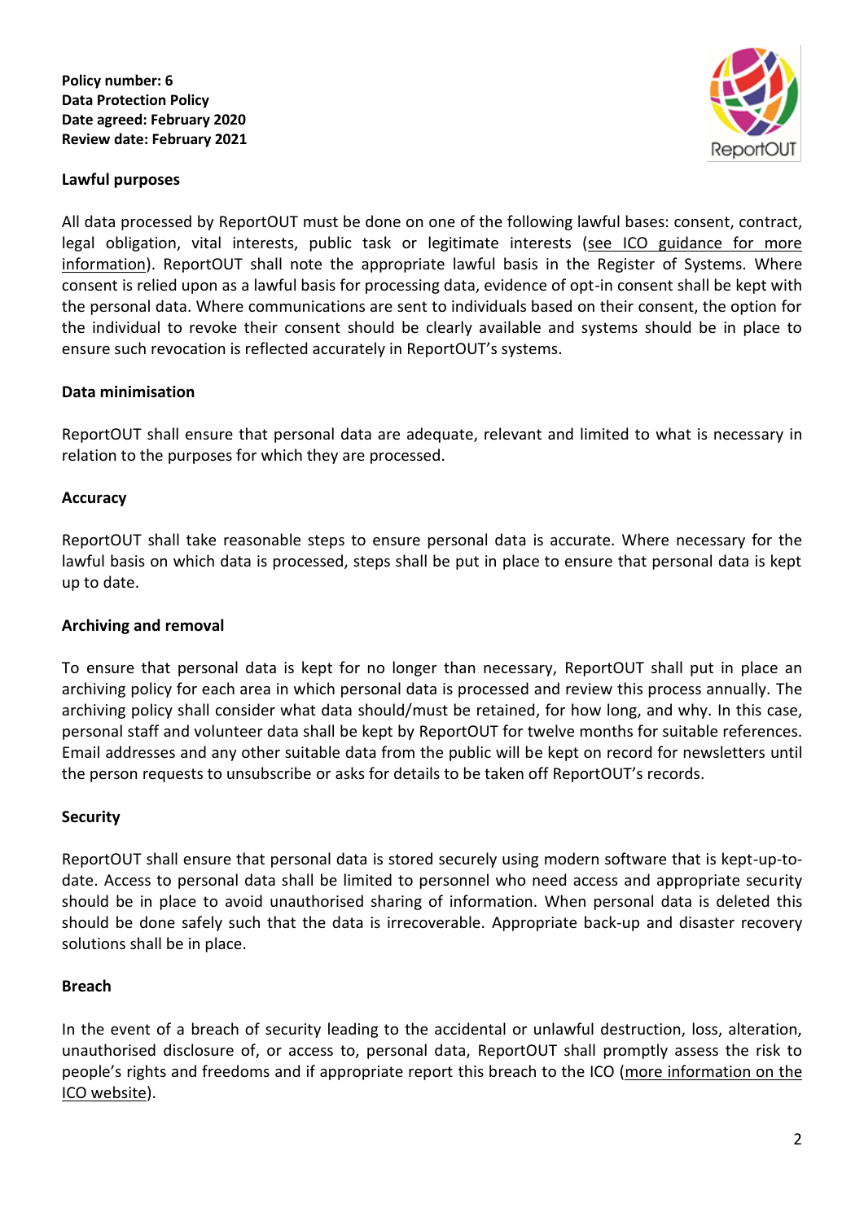**Policy number: 6**
**Data Protection Policy**
**Date agreed: February 2020**
**Review date: February 2021**

**Lawful purposes**

All data processed by ReportOUT must be done on one of the following lawful bases: consent, contract, legal obligation, vital interests, public task or legitimate interests (see ICO guidance for more information). ReportOUT shall note the appropriate lawful basis in the Register of Systems. Where consent is relied upon as a lawful basis for processing data, evidence of opt-in consent shall be kept with the personal data. Where communications are sent to individuals based on their consent, the option for the individual to revoke their consent should be clearly available and systems should be in place to ensure such revocation is reflected accurately in ReportOUT's systems.

**Data minimisation**

ReportOUT shall ensure that personal data are adequate, relevant and limited to what is necessary in relation to the purposes for which they are processed.

**Accuracy**

ReportOUT shall take reasonable steps to ensure personal data is accurate. Where necessary for the lawful basis on which data is processed, steps shall be put in place to ensure that personal data is kept up to date.

**Archiving and removal**

To ensure that personal data is kept for no longer than necessary, ReportOUT shall put in place an archiving policy for each area in which personal data is processed and review this process annually. The archiving policy shall consider what data should/must be retained, for how long, and why. In this case, personal staff and volunteer data shall be kept by ReportOUT for twelve months for suitable references. Email addresses and any other suitable data from the public will be kept on record for newsletters until the person requests to unsubscribe or asks for details to be taken off ReportOUT's records.

**Security**

ReportOUT shall ensure that personal data is stored securely using modern software that is kept-up-to-date. Access to personal data shall be limited to personnel who need access and appropriate security should be in place to avoid unauthorised sharing of information. When personal data is deleted this should be done safely such that the data is irrecoverable. Appropriate back-up and disaster recovery solutions shall be in place.

**Breach**

In the event of a breach of security leading to the accidental or unlawful destruction, loss, alteration, unauthorised disclosure of, or access to, personal data, ReportOUT shall promptly assess the risk to people's rights and freedoms and if appropriate report this breach to the ICO (more information on the ICO website).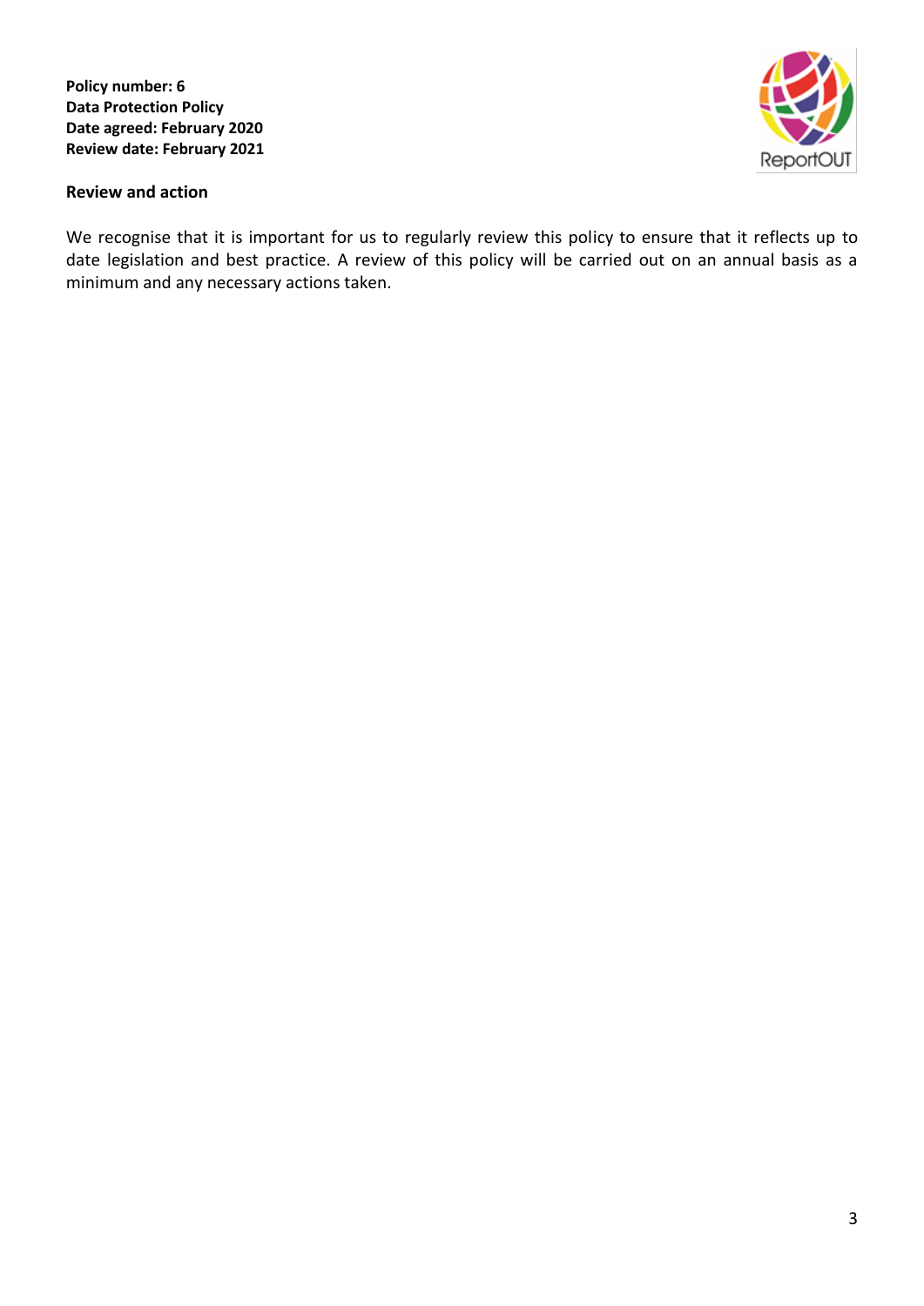**Policy number: 6**
**Data Protection Policy**
**Date agreed: February 2020**
**Review date: February 2021**

**Review and action**

We recognise that it is important for us to regularly review this policy to ensure that it reflects up to date legislation and best practice. A review of this policy will be carried out on an annual basis as a minimum and any necessary actions taken.